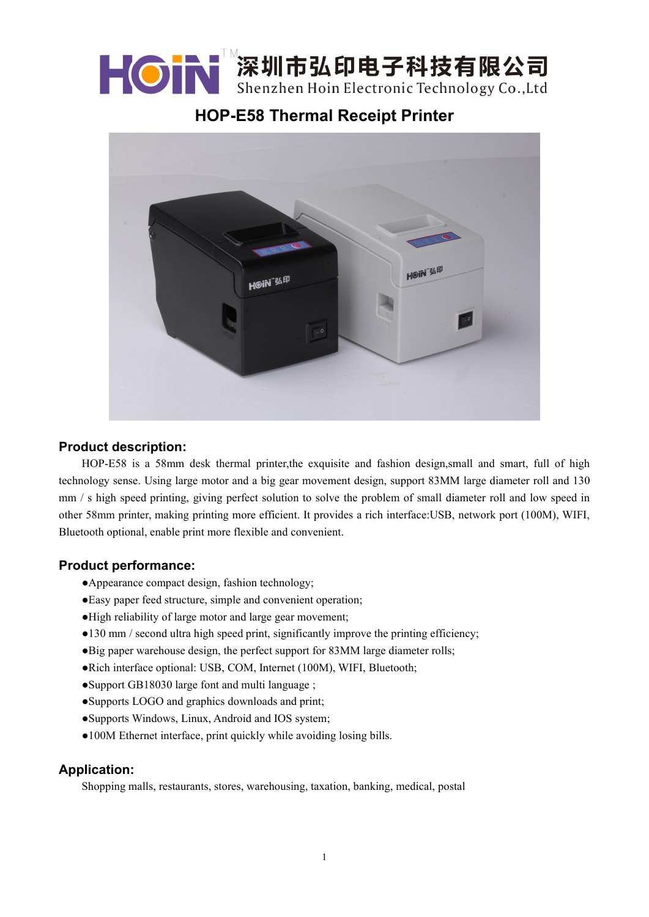深圳市弘印电子科技有限公司
Shenzhen Hoin Electronic Technology Co.,Ltd

# HOP-E58 Thermal Receipt Printer

## Product description:

HOP-E58 is a 58mm desk thermal printer,the exquisite and fashion design,small and smart, full of high technology sense. Using large motor and a big gear movement design, support 83MM large diameter roll and 130 mm / s high speed printing, giving perfect solution to solve the problem of small diameter roll and low speed in other 58mm printer, making printing more efficient. It provides a rich interface:USB, network port (100M), WIFI, Bluetooth optional, enable print more flexible and convenient.

## Product performance:

- ●Appearance compact design, fashion technology;
- ●Easy paper feed structure, simple and convenient operation;
- ●High reliability of large motor and large gear movement;
- ●130 mm / second ultra high speed print, significantly improve the printing efficiency;
- ●Big paper warehouse design, the perfect support for 83MM large diameter rolls;
- ●Rich interface optional: USB, COM, Internet (100M), WIFI, Bluetooth;
- ●Support GB18030 large font and multi language ;
- ●Supports LOGO and graphics downloads and print;
- ●Supports Windows, Linux, Android and IOS system;
- ●100M Ethernet interface, print quickly while avoiding losing bills.

## Application:

Shopping malls, restaurants, stores, warehousing, taxation, banking, medical, postal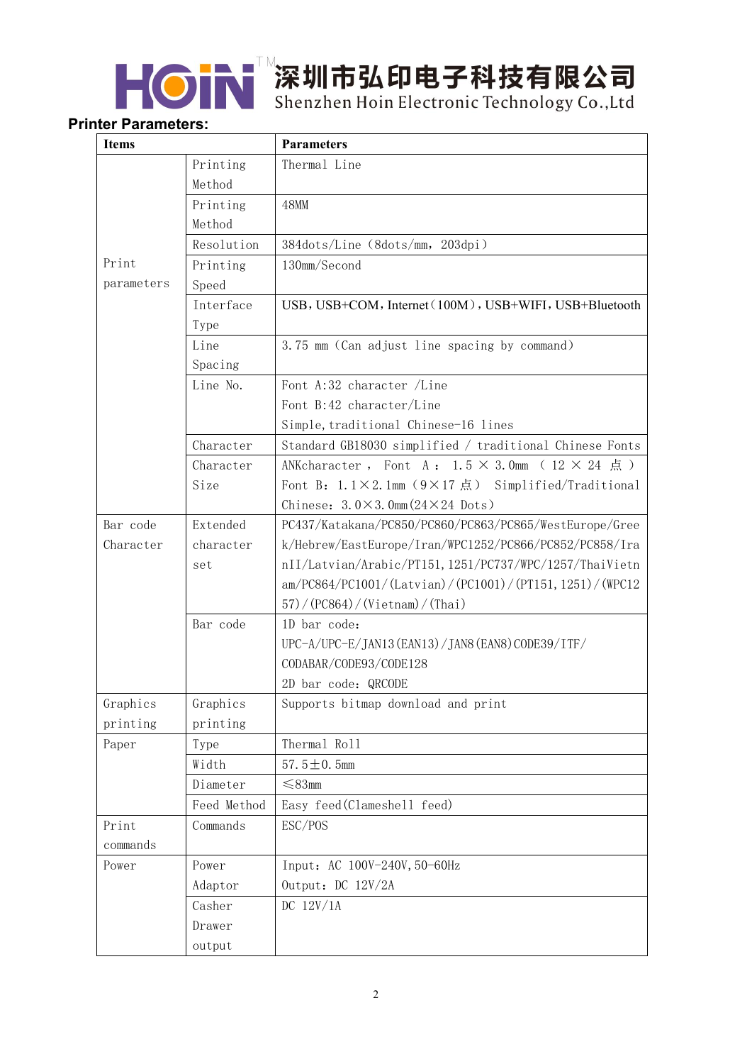**Printer Parameters:**

| Items | | Parameters |
|---|---|---|
| Print parameters | Printing Method | Thermal Line |
| | Printing Method | 48MM |
| | Resolution | 384dots/Line（8dots/mm，203dpi） |
| | Printing Speed | 130mm/Second |
| | Interface Type | USB，USB+COM，Internet（100M），USB+WIFI，USB+Bluetooth |
| | Line Spacing | 3.75 mm（Can adjust line spacing by command） |
| | Line No. | Font A:32 character /Line<br>Font B:42 character/Line<br>Simple,traditional Chinese-16 lines |
| | Character | Standard GB18030 simplified / traditional Chinese Fonts |
| | Character Size | ANKcharacter， Font A： 1.5 × 3.0mm （12 × 24 点） Font B：1.1×2.1mm（9×17 点） Simplified/Traditional Chinese：3.0×3.0mm(24×24 Dots) |
| Bar code Character | Extended character set | PC437/Katakana/PC850/PC860/PC863/PC865/WestEurope/Greek/Hebrew/EastEurope/Iran/WPC1252/PC866/PC852/PC858/IranII/Latvian/Arabic/PT151,1251/PC737/WPC/1257/ThaiVietnam/PC864/PC1001/(Latvian)/(PC1001)/(PT151,1251)/(WPC1257)/(PC864)/(Vietnam)/(Thai) |
| | Bar code | 1D bar code:<br>UPC-A/UPC-E/JAN13(EAN13)/JAN8(EAN8)CODE39/ITF/CODABAR/CODE93/CODE128<br>2D bar code：QRCODE |
| Graphics printing | Graphics printing | Supports bitmap download and print |
| Paper | Type | Thermal Roll |
| | Width | 57.5±0.5mm |
| | Diameter | ≤83mm |
| | Feed Method | Easy feed(Clameshell feed) |
| Print commands | Commands | ESC/POS |
| Power | Power Adaptor | Input：AC 100V-240V,50-60Hz<br>Output：DC 12V/2A |
| | Casher Drawer output | DC 12V/1A |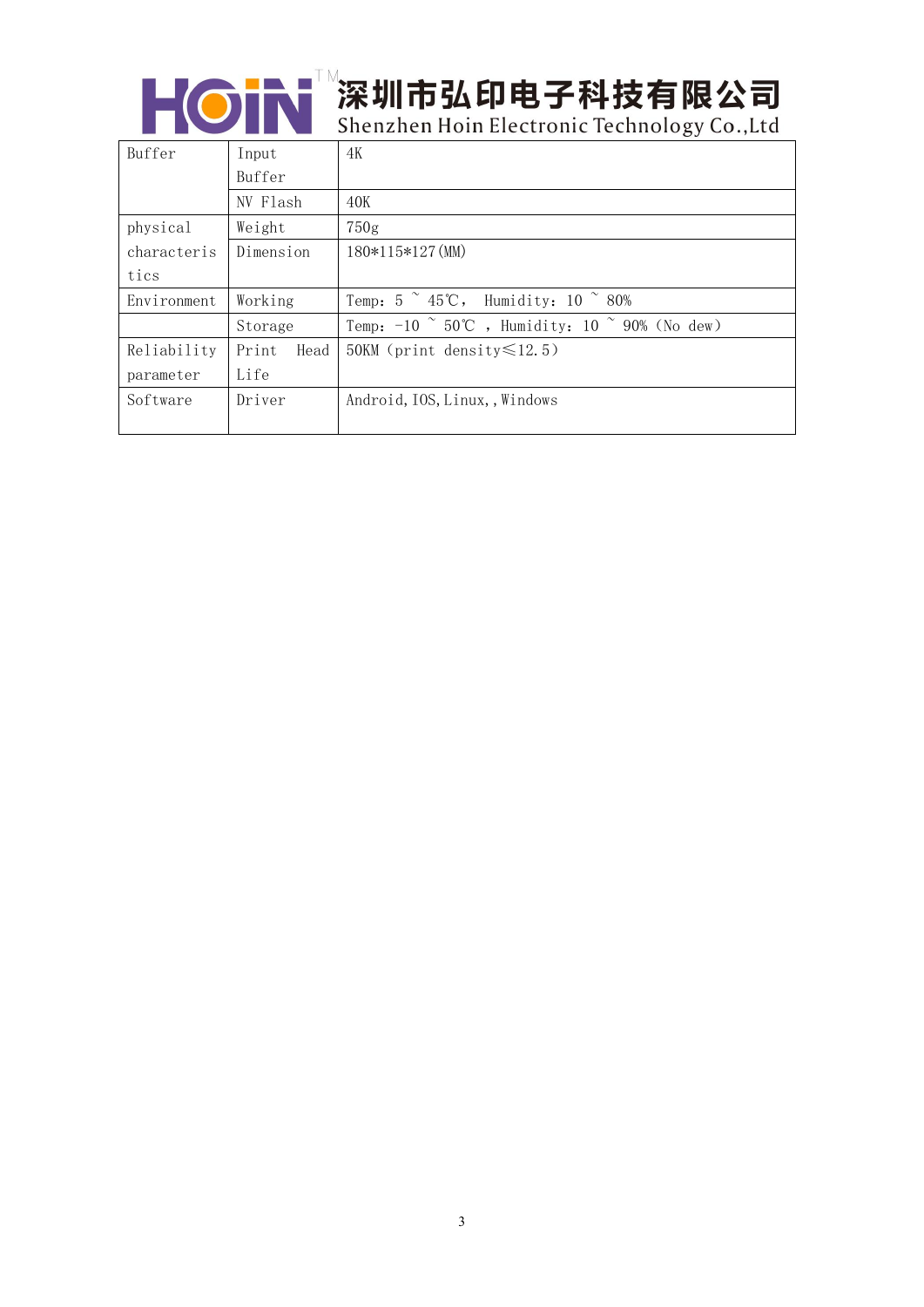| | | |
|---|---|---|
| Buffer | Input Buffer | 4K |
| | NV Flash | 40K |
| physical characteristics | Weight | 750g |
| | Dimension | 180*115*127(MM) |
| Environment | Working | Temp：5 ～ 45℃， Humidity：10 ～ 80% |
| | Storage | Temp：-10 ～ 50℃ ，Humidity：10 ～ 90%（No dew） |
| Reliability parameter | Print Head Life | 50KM（print density≤12.5） |
| Software | Driver | Android,IOS,Linux,,Windows |